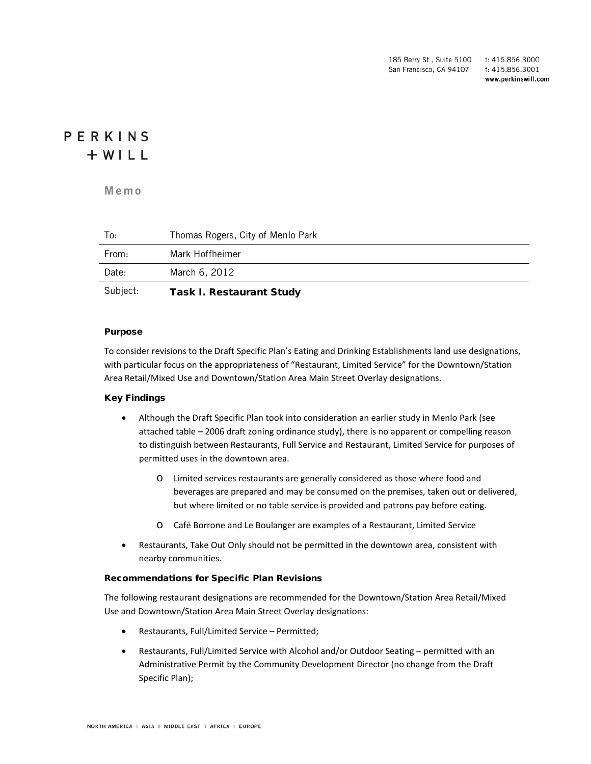185 Berry St., Suite 5100
San Francisco, CA 94107

t: 415.856.3000
f: 415.856.3001
www.perkinswill.com

PERKINS
+WILL

# Memo

| | |
|---|---|
| To: | Thomas Rogers, City of Menlo Park |
| From: | Mark Hoffheimer |
| Date: | March 6, 2012 |
| Subject: | **Task I. Restaurant Study** |

### Purpose

To consider revisions to the Draft Specific Plan's Eating and Drinking Establishments land use designations, with particular focus on the appropriateness of "Restaurant, Limited Service" for the Downtown/Station Area Retail/Mixed Use and Downtown/Station Area Main Street Overlay designations.

### Key Findings

- Although the Draft Specific Plan took into consideration an earlier study in Menlo Park (see attached table – 2006 draft zoning ordinance study), there is no apparent or compelling reason to distinguish between Restaurants, Full Service and Restaurant, Limited Service for purposes of permitted uses in the downtown area.
  - Limited services restaurants are generally considered as those where food and beverages are prepared and may be consumed on the premises, taken out or delivered, but where limited or no table service is provided and patrons pay before eating.
  - Café Borrone and Le Boulanger are examples of a Restaurant, Limited Service
- Restaurants, Take Out Only should not be permitted in the downtown area, consistent with nearby communities.

### Recommendations for Specific Plan Revisions

The following restaurant designations are recommended for the Downtown/Station Area Retail/Mixed Use and Downtown/Station Area Main Street Overlay designations:

- Restaurants, Full/Limited Service – Permitted;
- Restaurants, Full/Limited Service with Alcohol and/or Outdoor Seating – permitted with an Administrative Permit by the Community Development Director (no change from the Draft Specific Plan);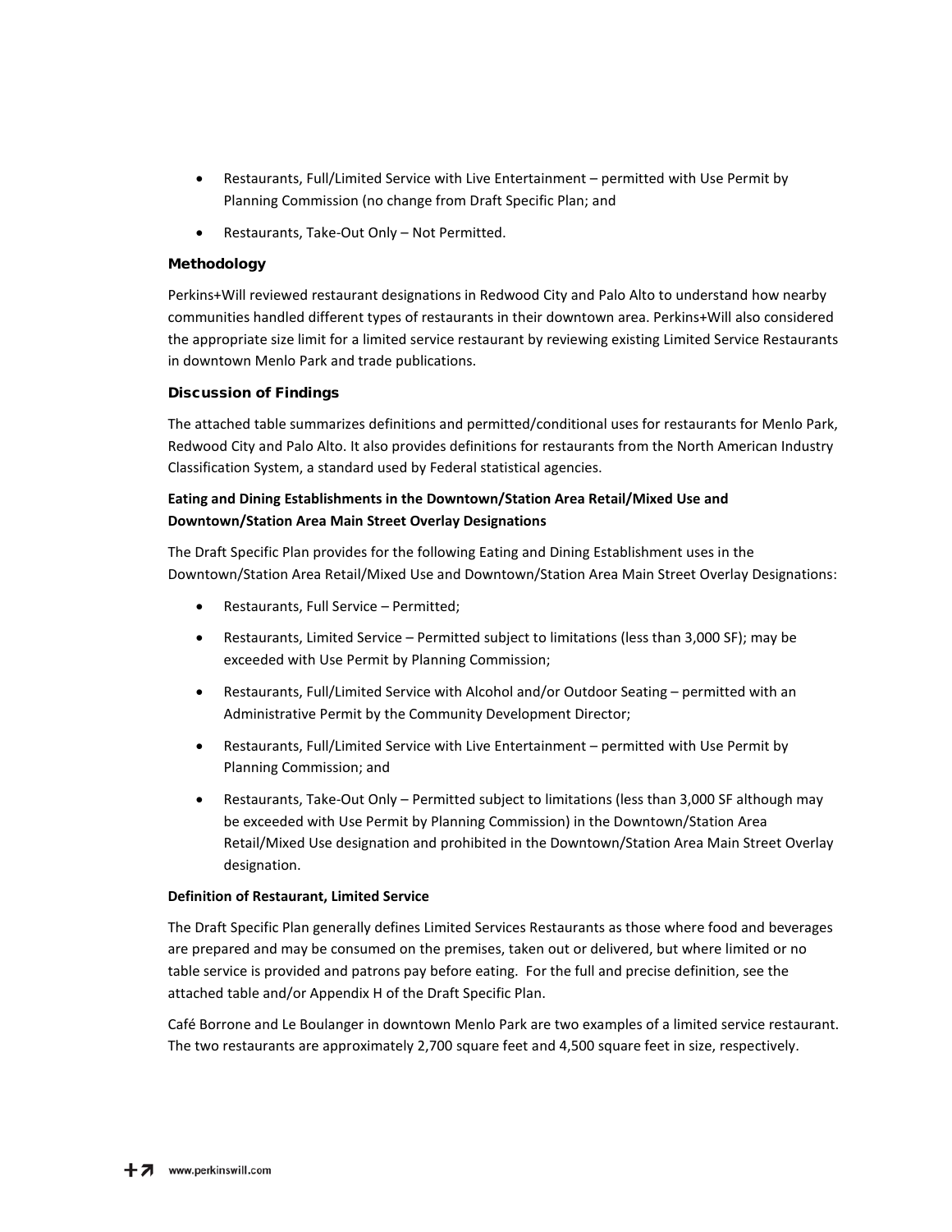- Restaurants, Full/Limited Service with Live Entertainment – permitted with Use Permit by Planning Commission (no change from Draft Specific Plan; and
- Restaurants, Take-Out Only – Not Permitted.

### Methodology

Perkins+Will reviewed restaurant designations in Redwood City and Palo Alto to understand how nearby communities handled different types of restaurants in their downtown area. Perkins+Will also considered the appropriate size limit for a limited service restaurant by reviewing existing Limited Service Restaurants in downtown Menlo Park and trade publications.

### Discussion of Findings

The attached table summarizes definitions and permitted/conditional uses for restaurants for Menlo Park, Redwood City and Palo Alto. It also provides definitions for restaurants from the North American Industry Classification System, a standard used by Federal statistical agencies.

**Eating and Dining Establishments in the Downtown/Station Area Retail/Mixed Use and Downtown/Station Area Main Street Overlay Designations**

The Draft Specific Plan provides for the following Eating and Dining Establishment uses in the Downtown/Station Area Retail/Mixed Use and Downtown/Station Area Main Street Overlay Designations:

- Restaurants, Full Service – Permitted;
- Restaurants, Limited Service – Permitted subject to limitations (less than 3,000 SF); may be exceeded with Use Permit by Planning Commission;
- Restaurants, Full/Limited Service with Alcohol and/or Outdoor Seating – permitted with an Administrative Permit by the Community Development Director;
- Restaurants, Full/Limited Service with Live Entertainment – permitted with Use Permit by Planning Commission; and
- Restaurants, Take-Out Only – Permitted subject to limitations (less than 3,000 SF although may be exceeded with Use Permit by Planning Commission) in the Downtown/Station Area Retail/Mixed Use designation and prohibited in the Downtown/Station Area Main Street Overlay designation.

**Definition of Restaurant, Limited Service**

The Draft Specific Plan generally defines Limited Services Restaurants as those where food and beverages are prepared and may be consumed on the premises, taken out or delivered, but where limited or no table service is provided and patrons pay before eating. For the full and precise definition, see the attached table and/or Appendix H of the Draft Specific Plan.

Café Borrone and Le Boulanger in downtown Menlo Park are two examples of a limited service restaurant. The two restaurants are approximately 2,700 square feet and 4,500 square feet in size, respectively.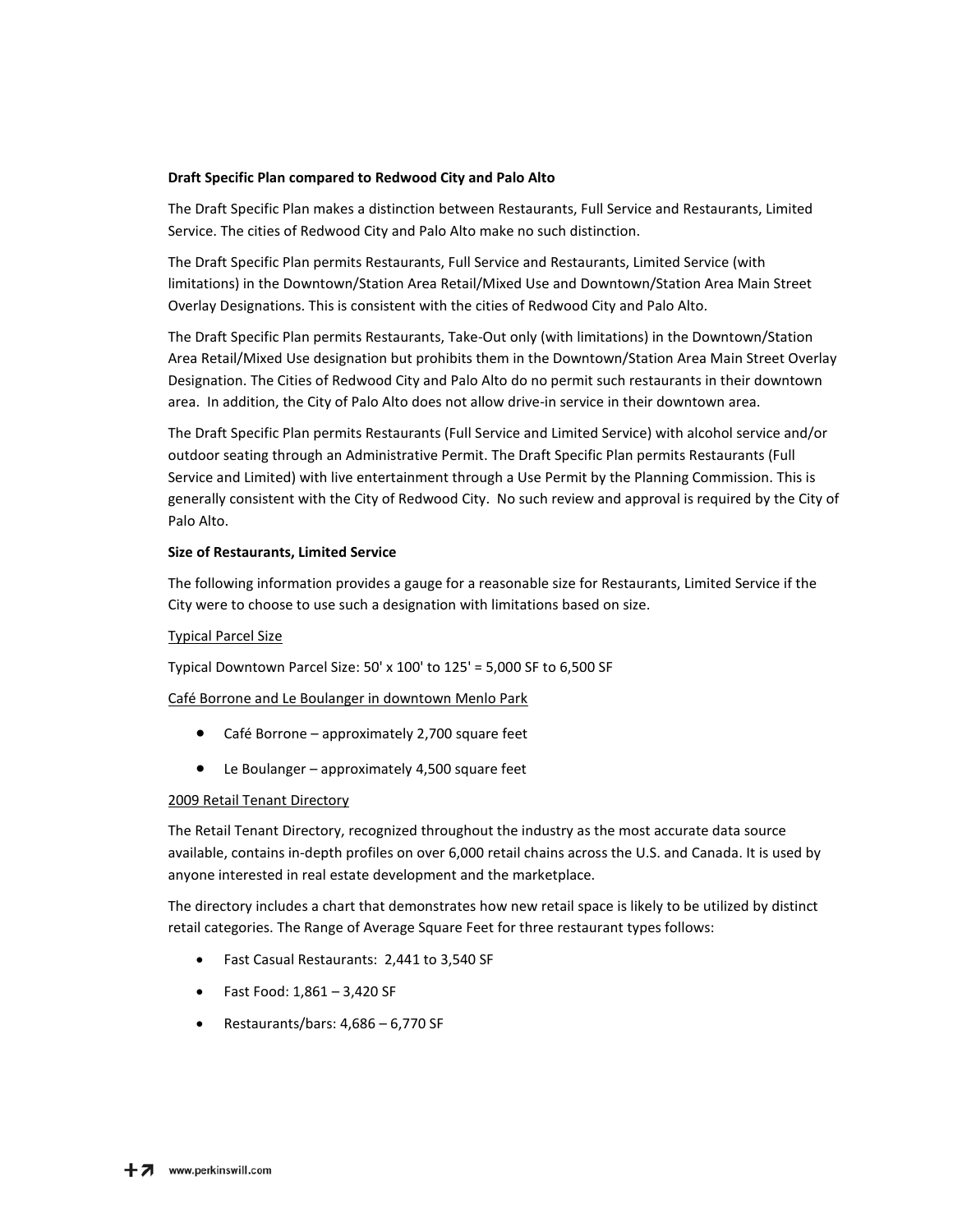**Draft Specific Plan compared to Redwood City and Palo Alto**

The Draft Specific Plan makes a distinction between Restaurants, Full Service and Restaurants, Limited Service. The cities of Redwood City and Palo Alto make no such distinction.

The Draft Specific Plan permits Restaurants, Full Service and Restaurants, Limited Service (with limitations) in the Downtown/Station Area Retail/Mixed Use and Downtown/Station Area Main Street Overlay Designations. This is consistent with the cities of Redwood City and Palo Alto.

The Draft Specific Plan permits Restaurants, Take-Out only (with limitations) in the Downtown/Station Area Retail/Mixed Use designation but prohibits them in the Downtown/Station Area Main Street Overlay Designation. The Cities of Redwood City and Palo Alto do no permit such restaurants in their downtown area. In addition, the City of Palo Alto does not allow drive-in service in their downtown area.

The Draft Specific Plan permits Restaurants (Full Service and Limited Service) with alcohol service and/or outdoor seating through an Administrative Permit. The Draft Specific Plan permits Restaurants (Full Service and Limited) with live entertainment through a Use Permit by the Planning Commission. This is generally consistent with the City of Redwood City. No such review and approval is required by the City of Palo Alto.

**Size of Restaurants, Limited Service**

The following information provides a gauge for a reasonable size for Restaurants, Limited Service if the City were to choose to use such a designation with limitations based on size.

Typical Parcel Size

Typical Downtown Parcel Size: 50' x 100' to 125' = 5,000 SF to 6,500 SF

Café Borrone and Le Boulanger in downtown Menlo Park

- Café Borrone – approximately 2,700 square feet
- Le Boulanger – approximately 4,500 square feet

2009 Retail Tenant Directory

The Retail Tenant Directory, recognized throughout the industry as the most accurate data source available, contains in-depth profiles on over 6,000 retail chains across the U.S. and Canada. It is used by anyone interested in real estate development and the marketplace.

The directory includes a chart that demonstrates how new retail space is likely to be utilized by distinct retail categories. The Range of Average Square Feet for three restaurant types follows:

- Fast Casual Restaurants: 2,441 to 3,540 SF
- Fast Food: 1,861 – 3,420 SF
- Restaurants/bars: 4,686 – 6,770 SF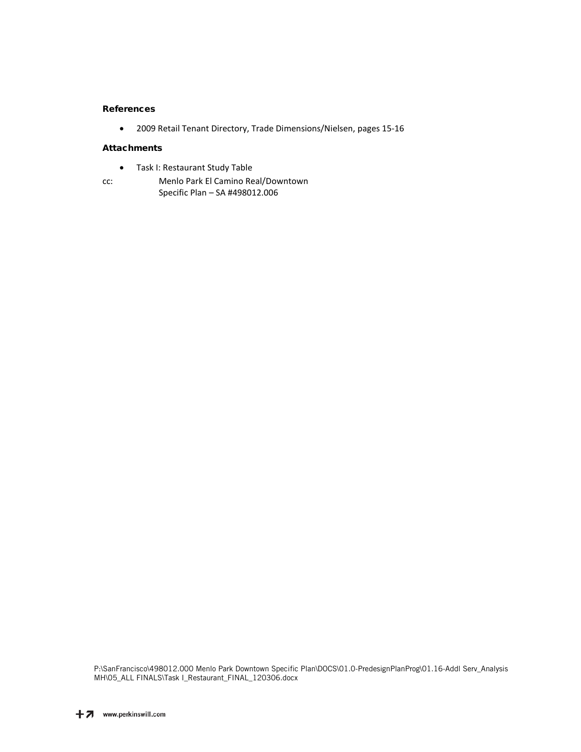**References**

- 2009 Retail Tenant Directory, Trade Dimensions/Nielsen, pages 15-16

**Attachments**

- Task I: Restaurant Study Table

cc: Menlo Park El Camino Real/Downtown
Specific Plan – SA #498012.006

P:\SanFrancisco\498012.000 Menlo Park Downtown Specific Plan\DOCS\01.0-PredesignPlanProg\01.16-Addl Serv_Analysis MH\05_ALL FINALS\Task I_Restaurant_FINAL_120306.docx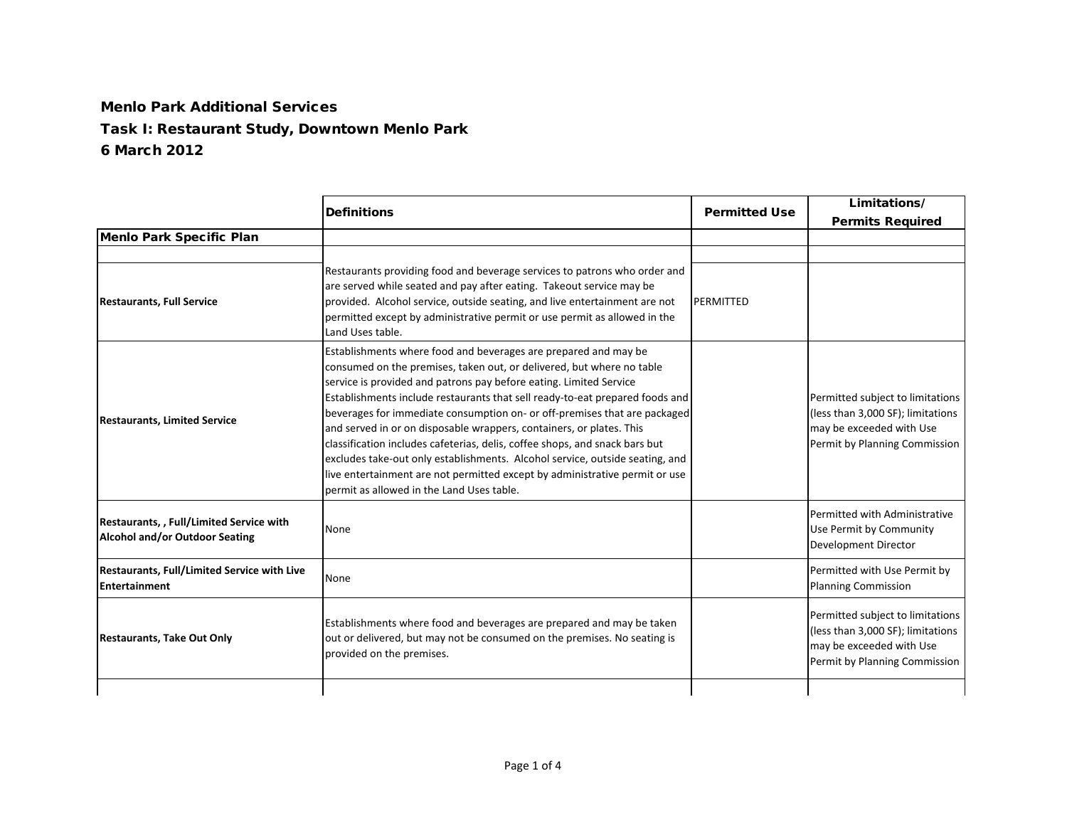**Menlo Park Additional Services**

**Task I: Restaurant Study, Downtown Menlo Park**

**6 March 2012**

| | Definitions | Permitted Use | Limitations/ Permits Required |
|---|---|---|---|
| **Menlo Park Specific Plan** | | | |
| | | | |
| **Restaurants, Full Service** | Restaurants providing food and beverage services to patrons who order and are served while seated and pay after eating. Takeout service may be provided. Alcohol service, outside seating, and live entertainment are not permitted except by administrative permit or use permit as allowed in the Land Uses table. | PERMITTED | |
| **Restaurants, Limited Service** | Establishments where food and beverages are prepared and may be consumed on the premises, taken out, or delivered, but where no table service is provided and patrons pay before eating. Limited Service Establishments include restaurants that sell ready-to-eat prepared foods and beverages for immediate consumption on- or off-premises that are packaged and served in or on disposable wrappers, containers, or plates. This classification includes cafeterias, delis, coffee shops, and snack bars but excludes take-out only establishments. Alcohol service, outside seating, and live entertainment are not permitted except by administrative permit or use permit as allowed in the Land Uses table. | | Permitted subject to limitations (less than 3,000 SF); limitations may be exceeded with Use Permit by Planning Commission |
| **Restaurants, , Full/Limited Service with Alcohol and/or Outdoor Seating** | None | | Permitted with Administrative Use Permit by Community Development Director |
| **Restaurants, Full/Limited Service with Live Entertainment** | None | | Permitted with Use Permit by Planning Commission |
| **Restaurants, Take Out Only** | Establishments where food and beverages are prepared and may be taken out or delivered, but may not be consumed on the premises. No seating is provided on the premises. | | Permitted subject to limitations (less than 3,000 SF); limitations may be exceeded with Use Permit by Planning Commission |
| | | | |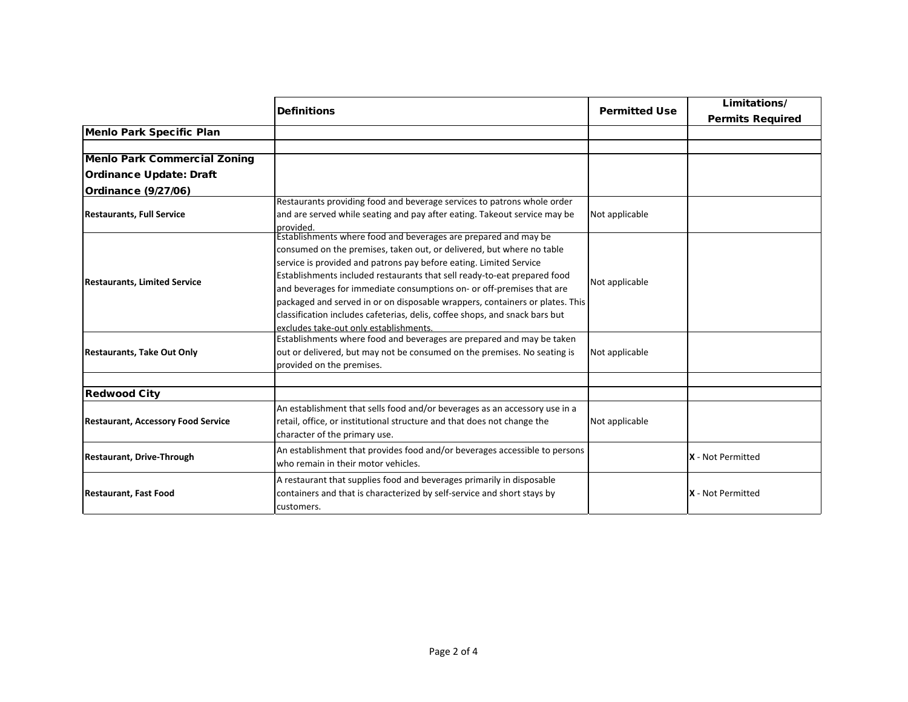| | Definitions | Permitted Use | Limitations/ Permits Required |
|---|---|---|---|
| **Menlo Park Specific Plan** | | | |
| | | | |
| **Menlo Park Commercial Zoning Ordinance Update: Draft Ordinance (9/27/06)** | | | |
| **Restaurants, Full Service** | Restaurants providing food and beverage services to patrons whole order and are served while seating and pay after eating. Takeout service may be provided. | Not applicable | |
| **Restaurants, Limited Service** | Establishments where food and beverages are prepared and may be consumed on the premises, taken out, or delivered, but where no table service is provided and patrons pay before eating. Limited Service Establishments included restaurants that sell ready-to-eat prepared food and beverages for immediate consumptions on- or off-premises that are packaged and served in or on disposable wrappers, containers or plates. This classification includes cafeterias, delis, coffee shops, and snack bars but excludes take-out only establishments. | Not applicable | |
| **Restaurants, Take Out Only** | Establishments where food and beverages are prepared and may be taken out or delivered, but may not be consumed on the premises. No seating is provided on the premises. | Not applicable | |
| | | | |
| **Redwood City** | | | |
| **Restaurant, Accessory Food Service** | An establishment that sells food and/or beverages as an accessory use in a retail, office, or institutional structure and that does not change the character of the primary use. | Not applicable | |
| **Restaurant, Drive-Through** | An establishment that provides food and/or beverages accessible to persons who remain in their motor vehicles. | | **X** - Not Permitted |
| **Restaurant, Fast Food** | A restaurant that supplies food and beverages primarily in disposable containers and that is characterized by self-service and short stays by customers. | | **X** - Not Permitted |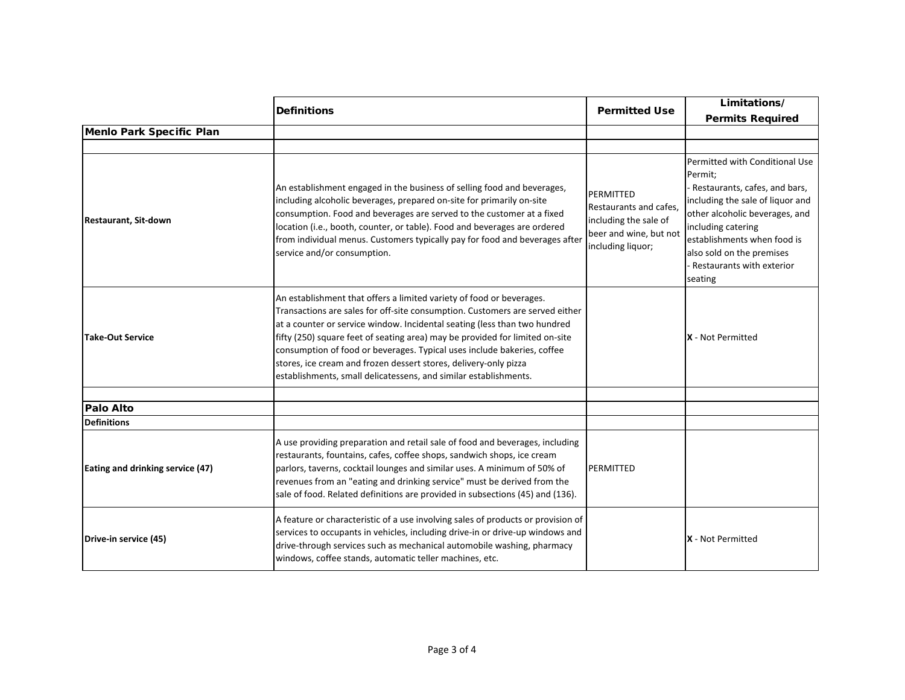| | Definitions | Permitted Use | Limitations/ Permits Required |
|---|---|---|---|
| **Menlo Park Specific Plan** | | | |
| | | | |
| **Restaurant, Sit-down** | An establishment engaged in the business of selling food and beverages, including alcoholic beverages, prepared on-site for primarily on-site consumption. Food and beverages are served to the customer at a fixed location (i.e., booth, counter, or table). Food and beverages are ordered from individual menus. Customers typically pay for food and beverages after service and/or consumption. | PERMITTED Restaurants and cafes, including the sale of beer and wine, but not including liquor; | Permitted with Conditional Use Permit; - Restaurants, cafes, and bars, including the sale of liquor and other alcoholic beverages, and including catering establishments when food is also sold on the premises - Restaurants with exterior seating |
| **Take-Out Service** | An establishment that offers a limited variety of food or beverages. Transactions are sales for off-site consumption. Customers are served either at a counter or service window. Incidental seating (less than two hundred fifty (250) square feet of seating area) may be provided for limited on-site consumption of food or beverages. Typical uses include bakeries, coffee stores, ice cream and frozen dessert stores, delivery-only pizza establishments, small delicatessens, and similar establishments. | | **X** - Not Permitted |
| | | | |
| **Palo Alto** | | | |
| **Definitions** | | | |
| **Eating and drinking service (47)** | A use providing preparation and retail sale of food and beverages, including restaurants, fountains, cafes, coffee shops, sandwich shops, ice cream parlors, taverns, cocktail lounges and similar uses. A minimum of 50% of revenues from an "eating and drinking service" must be derived from the sale of food. Related definitions are provided in subsections (45) and (136). | PERMITTED | |
| **Drive-in service (45)** | A feature or characteristic of a use involving sales of products or provision of services to occupants in vehicles, including drive-in or drive-up windows and drive-through services such as mechanical automobile washing, pharmacy windows, coffee stands, automatic teller machines, etc. | | **X** - Not Permitted |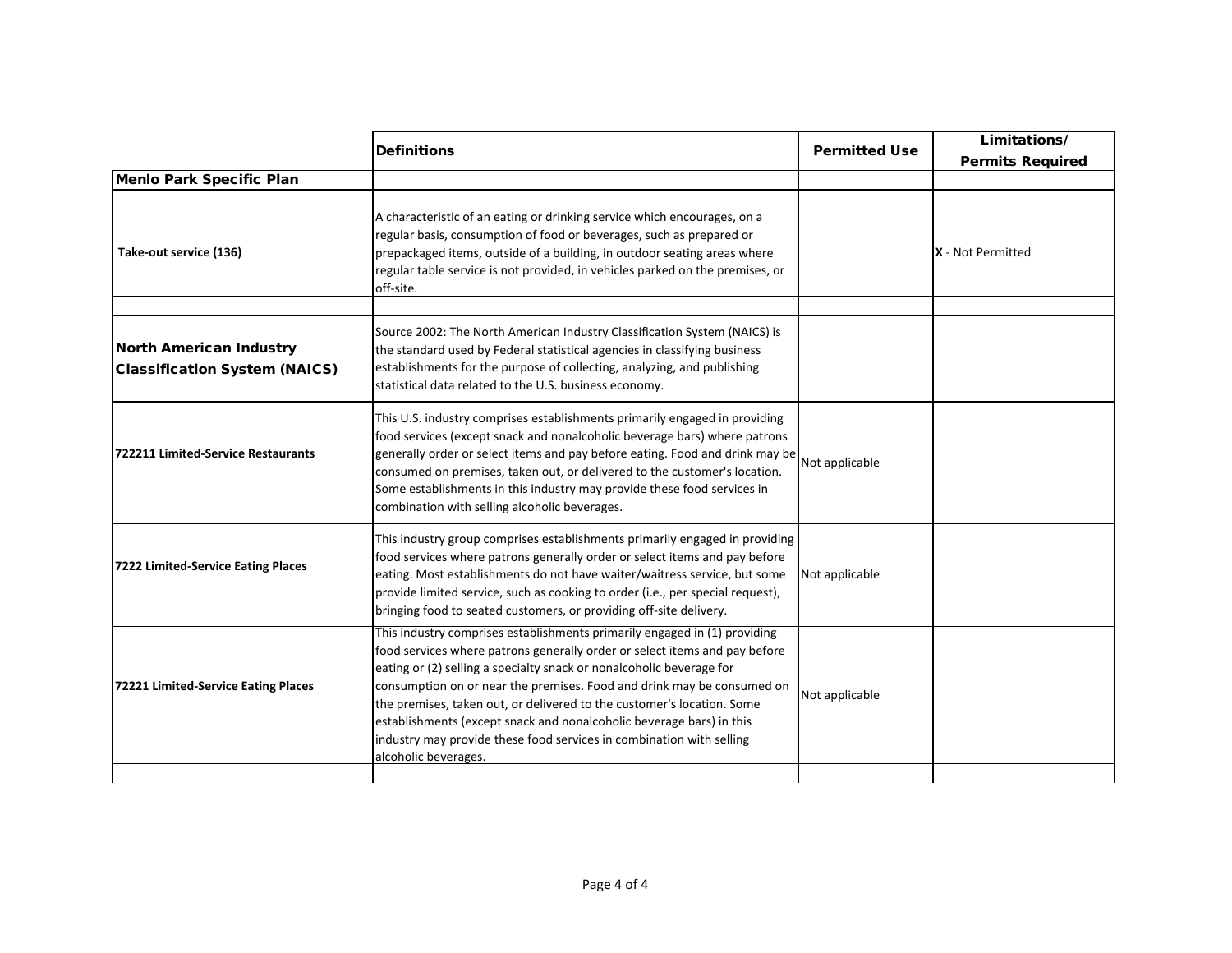| | Definitions | Permitted Use | Limitations/ Permits Required |
|---|---|---|---|
| **Menlo Park Specific Plan** | | | |
| | | | |
| **Take-out service (136)** | A characteristic of an eating or drinking service which encourages, on a regular basis, consumption of food or beverages, such as prepared or prepackaged items, outside of a building, in outdoor seating areas where regular table service is not provided, in vehicles parked on the premises, or off-site. | | **X** - Not Permitted |
| | | | |
| **North American Industry Classification System (NAICS)** | Source 2002: The North American Industry Classification System (NAICS) is the standard used by Federal statistical agencies in classifying business establishments for the purpose of collecting, analyzing, and publishing statistical data related to the U.S. business economy. | | |
| **722211 Limited-Service Restaurants** | This U.S. industry comprises establishments primarily engaged in providing food services (except snack and nonalcoholic beverage bars) where patrons generally order or select items and pay before eating. Food and drink may be consumed on premises, taken out, or delivered to the customer's location. Some establishments in this industry may provide these food services in combination with selling alcoholic beverages. | Not applicable | |
| **7222 Limited-Service Eating Places** | This industry group comprises establishments primarily engaged in providing food services where patrons generally order or select items and pay before eating. Most establishments do not have waiter/waitress service, but some provide limited service, such as cooking to order (i.e., per special request), bringing food to seated customers, or providing off-site delivery. | Not applicable | |
| **72221 Limited-Service Eating Places** | This industry comprises establishments primarily engaged in (1) providing food services where patrons generally order or select items and pay before eating or (2) selling a specialty snack or nonalcoholic beverage for consumption on or near the premises. Food and drink may be consumed on the premises, taken out, or delivered to the customer's location. Some establishments (except snack and nonalcoholic beverage bars) in this industry may provide these food services in combination with selling alcoholic beverages. | Not applicable | |
| | | | |